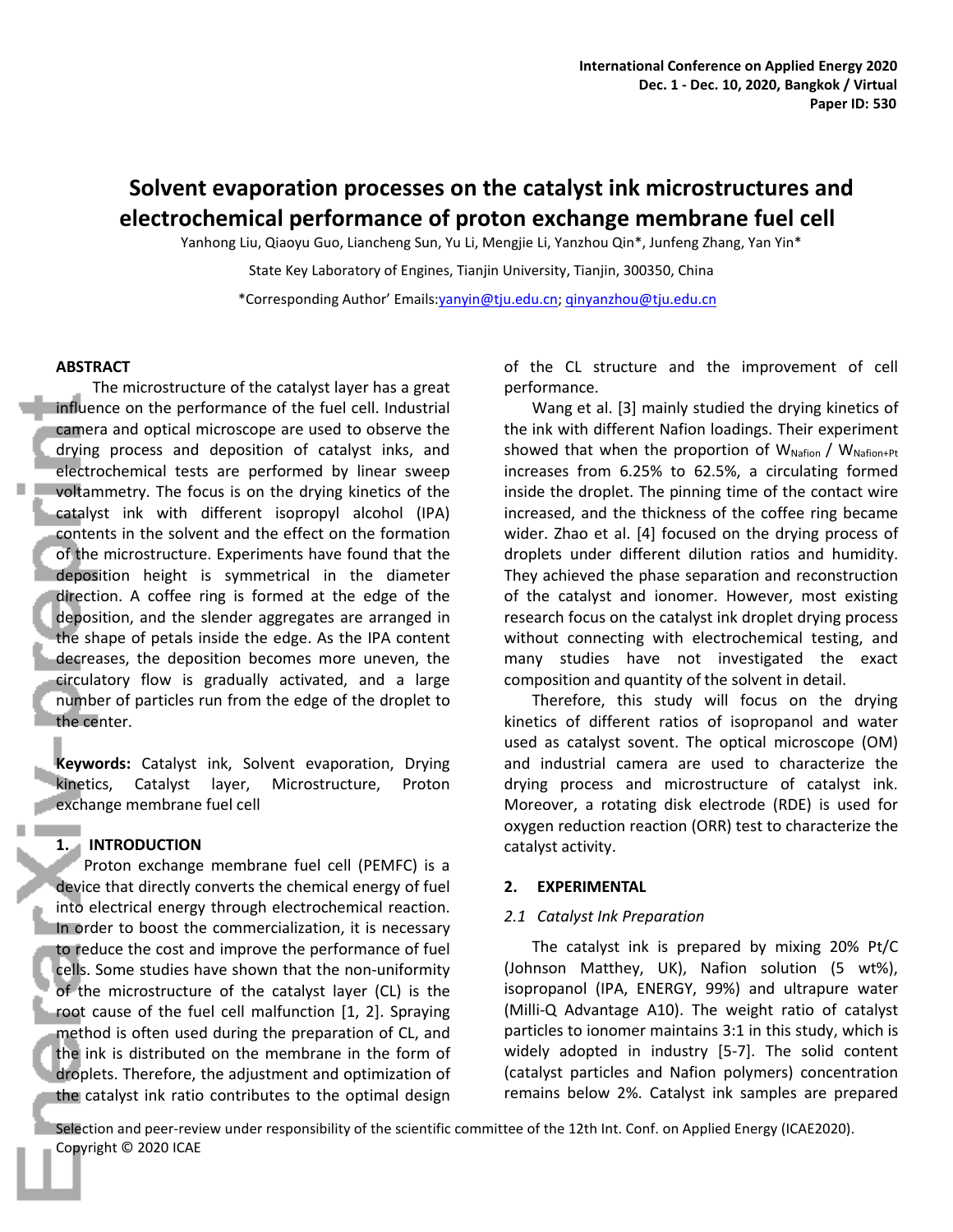# Solvent evaporation processes on the catalyst ink microstructures and electrochemical performance of proton exchange membrane fuel cell

Yanhong Liu, Qiaoyu Guo, Liancheng Sun, Yu Li, Mengjie Li, Yanzhou Qin*, Junfeng Zhang, Yan Yin*

State Key Laboratory of Engines, Tianjin University, Tianjin, 300350, China

*Corresponding Author' Emails:yanyin@tju.edu.cn; qinyanzhou@tju.edu.cn

## ABSTRACT

The microstructure of the catalyst layer has a great influence on the performance of the fuel cell. Industrial camera and optical microscope are used to observe the drying process and deposition of catalyst inks, and electrochemical tests are performed by linear sweep voltammetry. The focus is on the drying kinetics of the catalyst ink with different isopropyl alcohol (IPA) contents in the solvent and the effect on the formation of the microstructure. Experiments have found that the deposition height is symmetrical in the diameter direction. A coffee ring is formed at the edge of the deposition, and the slender aggregates are arranged in the shape of petals inside the edge. As the IPA content decreases, the deposition becomes more uneven, the circulatory flow is gradually activated, and a large number of particles run from the edge of the droplet to the center.

**Keywords:** Catalyst ink, Solvent evaporation, Drying kinetics, Catalyst layer, Microstructure, Proton exchange membrane fuel cell

## 1. INTRODUCTION

Proton exchange membrane fuel cell (PEMFC) is a device that directly converts the chemical energy of fuel into electrical energy through electrochemical reaction. In order to boost the commercialization, it is necessary to reduce the cost and improve the performance of fuel cells. Some studies have shown that the non-uniformity of the microstructure of the catalyst layer (CL) is the root cause of the fuel cell malfunction [1, 2]. Spraying method is often used during the preparation of CL, and the ink is distributed on the membrane in the form of droplets. Therefore, the adjustment and optimization of the catalyst ink ratio contributes to the optimal design of the CL structure and the improvement of cell performance.

Wang et al. [3] mainly studied the drying kinetics of the ink with different Nafion loadings. Their experiment showed that when the proportion of $W_{Nafion}$ / $W_{Nafion+Pt}$ increases from 6.25% to 62.5%, a circulating formed inside the droplet. The pinning time of the contact wire increased, and the thickness of the coffee ring became wider. Zhao et al. [4] focused on the drying process of droplets under different dilution ratios and humidity. They achieved the phase separation and reconstruction of the catalyst and ionomer. However, most existing research focus on the catalyst ink droplet drying process without connecting with electrochemical testing, and many studies have not investigated the exact composition and quantity of the solvent in detail.

Therefore, this study will focus on the drying kinetics of different ratios of isopropanol and water used as catalyst sovent. The optical microscope (OM) and industrial camera are used to characterize the drying process and microstructure of catalyst ink. Moreover, a rotating disk electrode (RDE) is used for oxygen reduction reaction (ORR) test to characterize the catalyst activity.

## 2. EXPERIMENTAL

### *2.1 Catalyst Ink Preparation*

The catalyst ink is prepared by mixing 20% Pt/C (Johnson Matthey, UK), Nafion solution (5 wt%), isopropanol (IPA, ENERGY, 99%) and ultrapure water (Milli-Q Advantage A10). The weight ratio of catalyst particles to ionomer maintains 3:1 in this study, which is widely adopted in industry [5-7]. The solid content (catalyst particles and Nafion polymers) concentration remains below 2%. Catalyst ink samples are prepared

Selection and peer-review under responsibility of the scientific committee of the 12th Int. Conf. on Applied Energy (ICAE2020).
Copyright © 2020 ICAE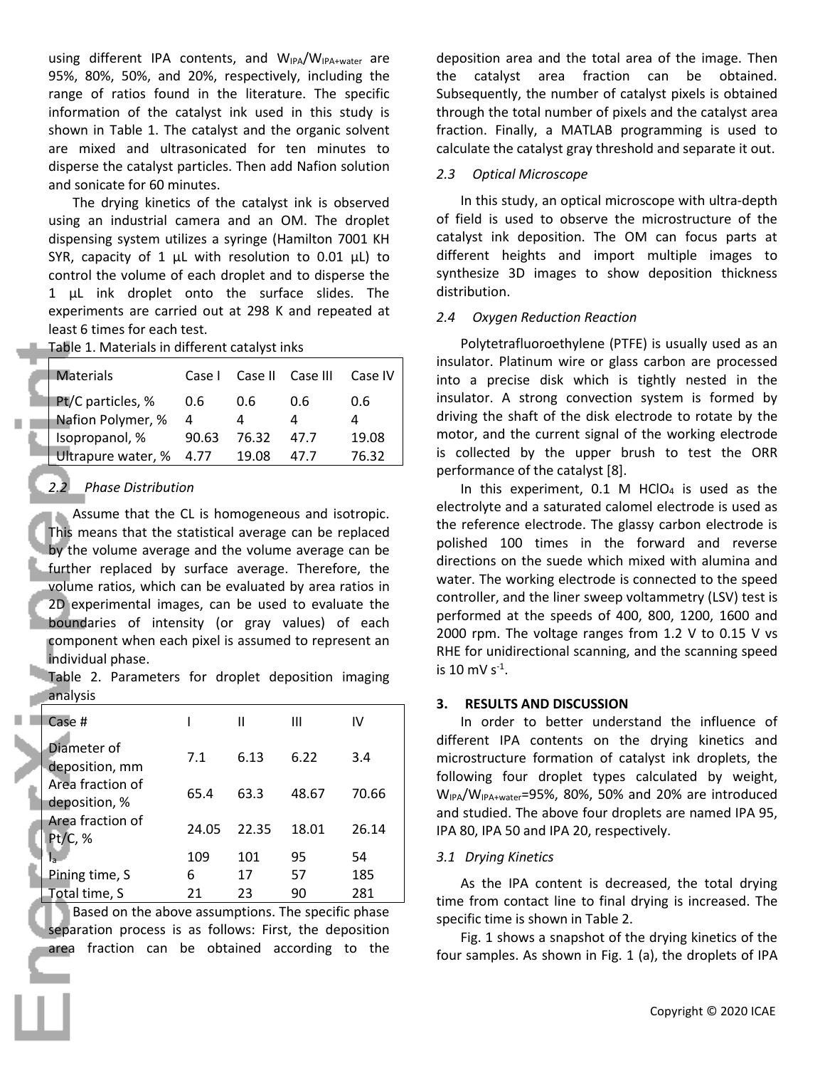using different IPA contents, and $W_{IPA}/W_{IPA+water}$ are 95%, 80%, 50%, and 20%, respectively, including the range of ratios found in the literature. The specific information of the catalyst ink used in this study is shown in Table 1. The catalyst and the organic solvent are mixed and ultrasonicated for ten minutes to disperse the catalyst particles. Then add Nafion solution and sonicate for 60 minutes.

The drying kinetics of the catalyst ink is observed using an industrial camera and an OM. The droplet dispensing system utilizes a syringe (Hamilton 7001 KH SYR, capacity of 1 μL with resolution to 0.01 μL) to control the volume of each droplet and to disperse the 1 μL ink droplet onto the surface slides. The experiments are carried out at 298 K and repeated at least 6 times for each test.

Table 1. Materials in different catalyst inks

| Materials | Case I | Case II | Case III | Case IV |
|---|---|---|---|---|
| Pt/C particles, % | 0.6 | 0.6 | 0.6 | 0.6 |
| Nafion Polymer, % | 4 | 4 | 4 | 4 |
| Isopropanol, % | 90.63 | 76.32 | 47.7 | 19.08 |
| Ultrapure water, % | 4.77 | 19.08 | 47.7 | 76.32 |

### 2.2 *Phase Distribution*

Assume that the CL is homogeneous and isotropic. This means that the statistical average can be replaced by the volume average and the volume average can be further replaced by surface average. Therefore, the volume ratios, which can be evaluated by area ratios in 2D experimental images, can be used to evaluate the boundaries of intensity (or gray values) of each component when each pixel is assumed to represent an individual phase.

Table 2. Parameters for droplet deposition imaging analysis

| Case # | I | II | III | IV |
|---|---|---|---|---|
| Diameter of deposition, mm | 7.1 | 6.13 | 6.22 | 3.4 |
| Area fraction of deposition, % | 65.4 | 63.3 | 48.67 | 70.66 |
| Area fraction of Pt/C, % | 24.05 | 22.35 | 18.01 | 26.14 |
| $I_a$ | 109 | 101 | 95 | 54 |
| Pining time, S | 6 | 17 | 57 | 185 |
| Total time, S | 21 | 23 | 90 | 281 |

Based on the above assumptions. The specific phase separation process is as follows: First, the deposition area fraction can be obtained according to the deposition area and the total area of the image. Then the catalyst area fraction can be obtained. Subsequently, the number of catalyst pixels is obtained through the total number of pixels and the catalyst area fraction. Finally, a MATLAB programming is used to calculate the catalyst gray threshold and separate it out.

### 2.3 *Optical Microscope*

In this study, an optical microscope with ultra-depth of field is used to observe the microstructure of the catalyst ink deposition. The OM can focus parts at different heights and import multiple images to synthesize 3D images to show deposition thickness distribution.

### 2.4 *Oxygen Reduction Reaction*

Polytetrafluoroethylene (PTFE) is usually used as an insulator. Platinum wire or glass carbon are processed into a precise disk which is tightly nested in the insulator. A strong convection system is formed by driving the shaft of the disk electrode to rotate by the motor, and the current signal of the working electrode is collected by the upper brush to test the ORR performance of the catalyst [8].

In this experiment, 0.1 M $HClO_4$ is used as the electrolyte and a saturated calomel electrode is used as the reference electrode. The glassy carbon electrode is polished 100 times in the forward and reverse directions on the suede which mixed with alumina and water. The working electrode is connected to the speed controller, and the liner sweep voltammetry (LSV) test is performed at the speeds of 400, 800, 1200, 1600 and 2000 rpm. The voltage ranges from 1.2 V to 0.15 V vs RHE for unidirectional scanning, and the scanning speed is 10 mV $s^{-1}$.

## 3. RESULTS AND DISCUSSION

In order to better understand the influence of different IPA contents on the drying kinetics and microstructure formation of catalyst ink droplets, the following four droplet types calculated by weight, $W_{IPA}/W_{IPA+water}$=95%, 80%, 50% and 20% are introduced and studied. The above four droplets are named IPA 95, IPA 80, IPA 50 and IPA 20, respectively.

### 3.1 *Drying Kinetics*

As the IPA content is decreased, the total drying time from contact line to final drying is increased. The specific time is shown in Table 2.

Fig. 1 shows a snapshot of the drying kinetics of the four samples. As shown in Fig. 1 (a), the droplets of IPA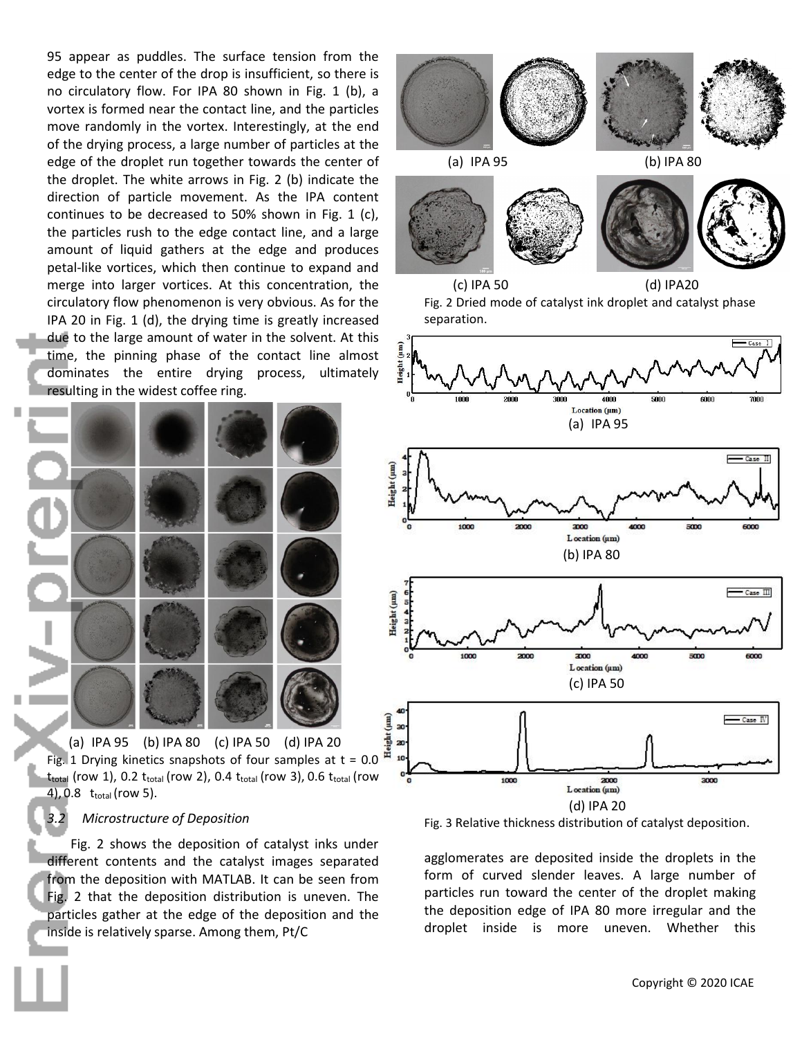95 appear as puddles. The surface tension from the edge to the center of the drop is insufficient, so there is no circulatory flow. For IPA 80 shown in Fig. 1 (b), a vortex is formed near the contact line, and the particles move randomly in the vortex. Interestingly, at the end of the drying process, a large number of particles at the edge of the droplet run together towards the center of the droplet. The white arrows in Fig. 2 (b) indicate the direction of particle movement. As the IPA content continues to be decreased to 50% shown in Fig. 1 (c), the particles rush to the edge contact line, and a large amount of liquid gathers at the edge and produces petal-like vortices, which then continue to expand and merge into larger vortices. At this concentration, the circulatory flow phenomenon is very obvious. As for the IPA 20 in Fig. 1 (d), the drying time is greatly increased due to the large amount of water in the solvent. At this time, the pinning phase of the contact line almost dominates the entire drying process, ultimately resulting in the widest coffee ring.

(a) IPA 95 (b) IPA 80 (c) IPA 50 (d) IPA 20

Fig. 1 Drying kinetics snapshots of four samples at t = 0.0 $t_{total}$ (row 1), 0.2 $t_{total}$ (row 2), 0.4 $t_{total}$ (row 3), 0.6 $t_{total}$ (row 4), 0.8 $t_{total}$ (row 5).

### *3.2 Microstructure of Deposition*

Fig. 2 shows the deposition of catalyst inks under different contents and the catalyst images separated from the deposition with MATLAB. It can be seen from Fig. 2 that the deposition distribution is uneven. The particles gather at the edge of the deposition and the inside is relatively sparse. Among them, Pt/C agglomerates are deposited inside the droplets in the form of curved slender leaves. A large number of particles run toward the center of the droplet making the deposition edge of IPA 80 more irregular and the droplet inside is more uneven. Whether this

(a) IPA 95 (b) IPA 80

(c) IPA 50 (d) IPA20

Fig. 2 Dried mode of catalyst ink droplet and catalyst phase separation.

(a) IPA 95

(b) IPA 80

(c) IPA 50

(d) IPA 20

Fig. 3 Relative thickness distribution of catalyst deposition.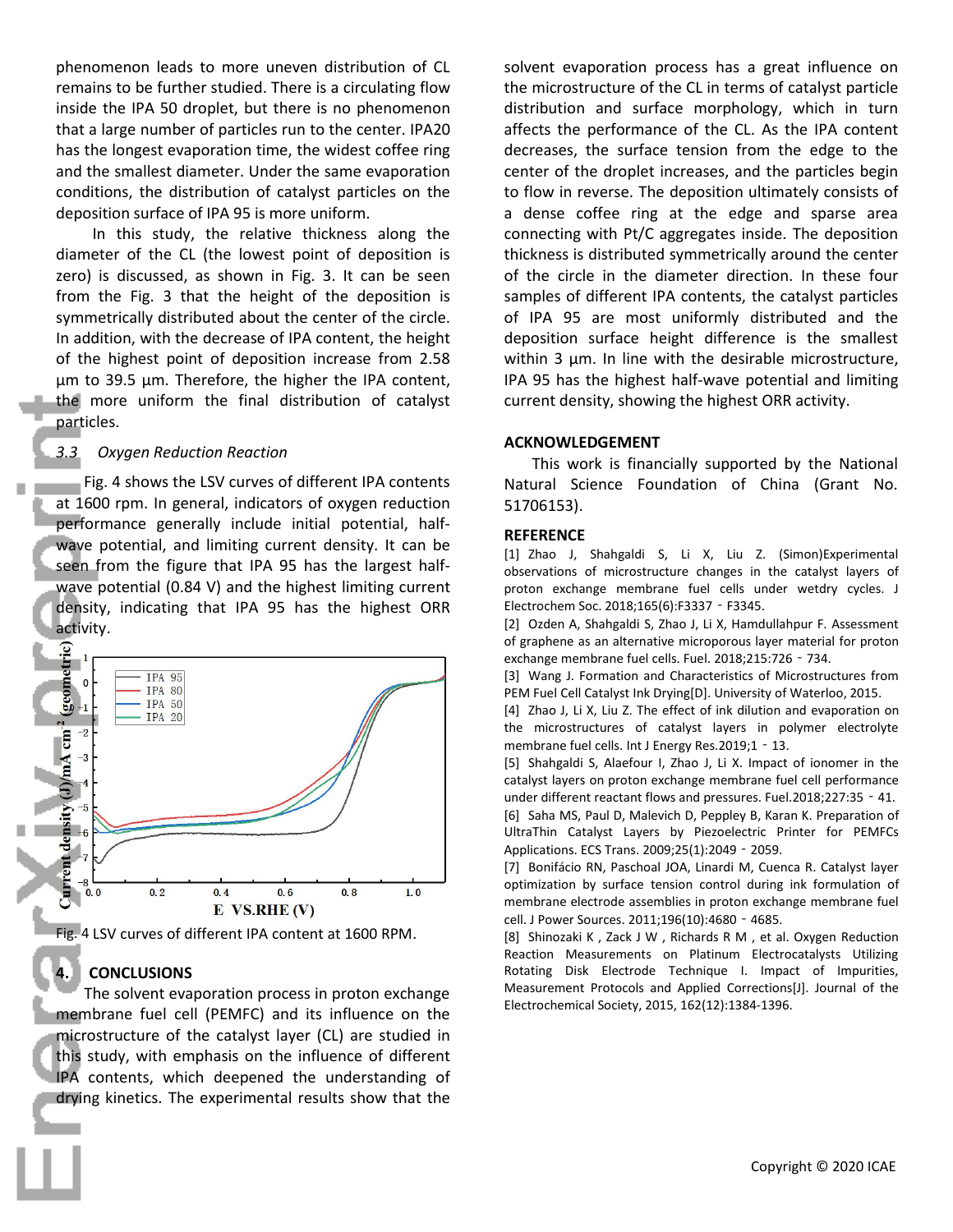phenomenon leads to more uneven distribution of CL remains to be further studied. There is a circulating flow inside the IPA 50 droplet, but there is no phenomenon that a large number of particles run to the center. IPA20 has the longest evaporation time, the widest coffee ring and the smallest diameter. Under the same evaporation conditions, the distribution of catalyst particles on the deposition surface of IPA 95 is more uniform.

In this study, the relative thickness along the diameter of the CL (the lowest point of deposition is zero) is discussed, as shown in Fig. 3. It can be seen from the Fig. 3 that the height of the deposition is symmetrically distributed about the center of the circle. In addition, with the decrease of IPA content, the height of the highest point of deposition increase from 2.58 μm to 39.5 μm. Therefore, the higher the IPA content, the more uniform the final distribution of catalyst particles.

### *3.3 Oxygen Reduction Reaction*

Fig. 4 shows the LSV curves of different IPA contents at 1600 rpm. In general, indicators of oxygen reduction performance generally include initial potential, half-wave potential, and limiting current density. It can be seen from the figure that IPA 95 has the largest half-wave potential (0.84 V) and the highest limiting current density, indicating that IPA 95 has the highest ORR activity.

Current density (J)/mA cm$^{-2}$ (geometric)

1
0
-1
-2
-3
-4
-5
-6
-7
-8

IPA 95
IPA 80
IPA 50
IPA 20

0.0
0.2
0.4
0.6
0.8
1.0

E VS.RHE (V)

Fig. 4 LSV curves of different IPA content at 1600 RPM.

## 4. CONCLUSIONS

The solvent evaporation process in proton exchange membrane fuel cell (PEMFC) and its influence on the microstructure of the catalyst layer (CL) are studied in this study, with emphasis on the influence of different IPA contents, which deepened the understanding of drying kinetics. The experimental results show that the solvent evaporation process has a great influence on the microstructure of the CL in terms of catalyst particle distribution and surface morphology, which in turn affects the performance of the CL. As the IPA content decreases, the surface tension from the edge to the center of the droplet increases, and the particles begin to flow in reverse. The deposition ultimately consists of a dense coffee ring at the edge and sparse area connecting with Pt/C aggregates inside. The deposition thickness is distributed symmetrically around the center of the circle in the diameter direction. In these four samples of different IPA contents, the catalyst particles of IPA 95 are most uniformly distributed and the deposition surface height difference is the smallest within 3 μm. In line with the desirable microstructure, IPA 95 has the highest half-wave potential and limiting current density, showing the highest ORR activity.

## ACKNOWLEDGEMENT

This work is financially supported by the National Natural Science Foundation of China (Grant No. 51706153).

## REFERENCE

[1] Zhao J, Shahgaldi S, Li X, Liu Z. (Simon)Experimental observations of microstructure changes in the catalyst layers of proton exchange membrane fuel cells under wetdry cycles. J Electrochem Soc. 2018;165(6):F3337‑F3345.

[2] Ozden A, Shahgaldi S, Zhao J, Li X, Hamdullahpur F. Assessment of graphene as an alternative microporous layer material for proton exchange membrane fuel cells. Fuel. 2018;215:726‑734.

[3] Wang J. Formation and Characteristics of Microstructures from PEM Fuel Cell Catalyst Ink Drying[D]. University of Waterloo, 2015.

[4] Zhao J, Li X, Liu Z. The effect of ink dilution and evaporation on the microstructures of catalyst layers in polymer electrolyte membrane fuel cells. Int J Energy Res.2019;1‑13.

[5] Shahgaldi S, Alaefour I, Zhao J, Li X. Impact of ionomer in the catalyst layers on proton exchange membrane fuel cell performance under different reactant flows and pressures. Fuel.2018;227:35‑41.

[6] Saha MS, Paul D, Malevich D, Peppley B, Karan K. Preparation of UltraThin Catalyst Layers by Piezoelectric Printer for PEMFCs Applications. ECS Trans. 2009;25(1):2049‑2059.

[7] Bonifácio RN, Paschoal JOA, Linardi M, Cuenca R. Catalyst layer optimization by surface tension control during ink formulation of membrane electrode assemblies in proton exchange membrane fuel cell. J Power Sources. 2011;196(10):4680‑4685.

[8] Shinozaki K , Zack J W , Richards R M , et al. Oxygen Reduction Reaction Measurements on Platinum Electrocatalysts Utilizing Rotating Disk Electrode Technique I. Impact of Impurities, Measurement Protocols and Applied Corrections[J]. Journal of the Electrochemical Society, 2015, 162(12):1384-1396.